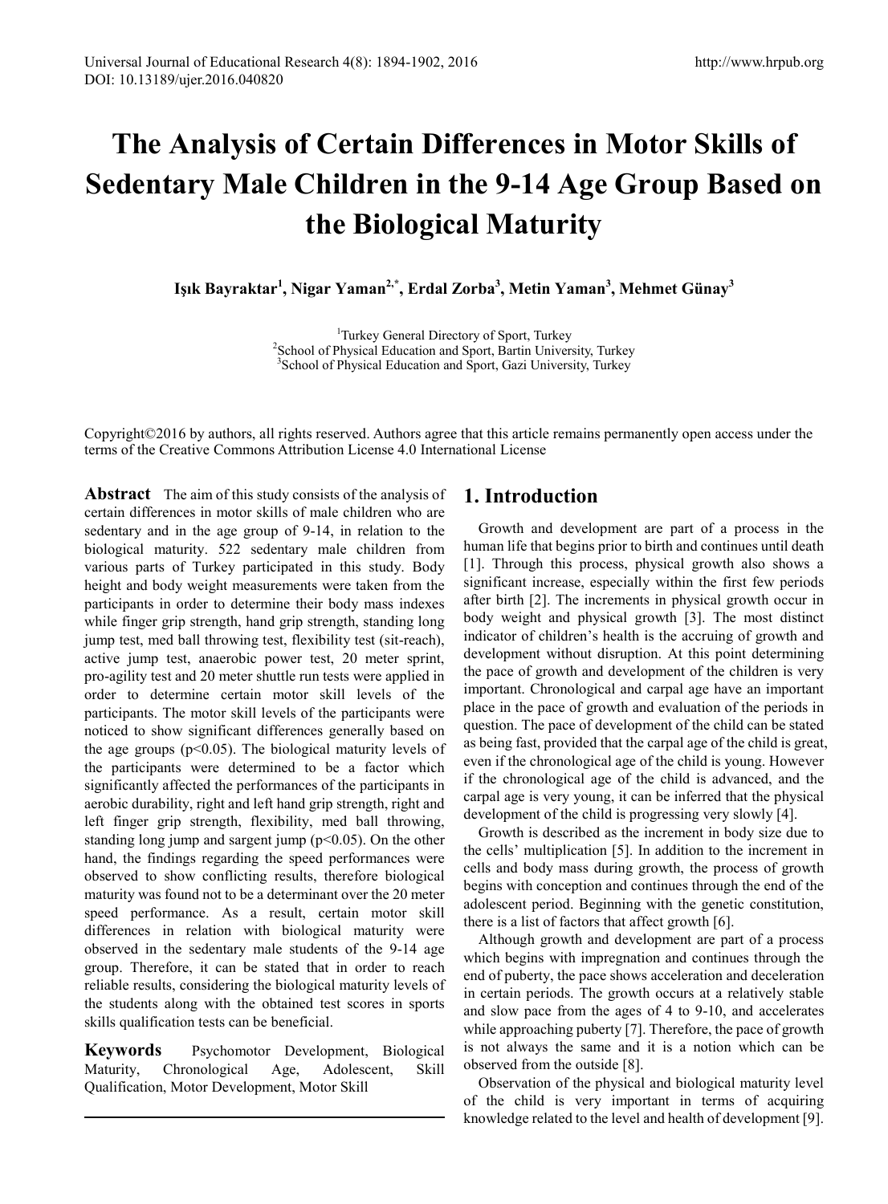# The Analysis of Certain Differences in Motor Skills of Sedentary Male Children in the 9-14 Age Group Based on the Biological Maturity

**Işık Bayraktar[1], Nigar Yaman[2,*], Erdal Zorba[3], Metin Yaman[3], Mehmet Günay[3]**

[1]Turkey General Directory of Sport, Turkey
[2]School of Physical Education and Sport, Bartin University, Turkey
[3]School of Physical Education and Sport, Gazi University, Turkey

Copyright©2016 by authors, all rights reserved. Authors agree that this article remains permanently open access under the terms of the Creative Commons Attribution License 4.0 International License

**Abstract** The aim of this study consists of the analysis of certain differences in motor skills of male children who are sedentary and in the age group of 9-14, in relation to the biological maturity. 522 sedentary male children from various parts of Turkey participated in this study. Body height and body weight measurements were taken from the participants in order to determine their body mass indexes while finger grip strength, hand grip strength, standing long jump test, med ball throwing test, flexibility test (sit-reach), active jump test, anaerobic power test, 20 meter sprint, pro-agility test and 20 meter shuttle run tests were applied in order to determine certain motor skill levels of the participants. The motor skill levels of the participants were noticed to show significant differences generally based on the age groups ($p<0.05$). The biological maturity levels of the participants were determined to be a factor which significantly affected the performances of the participants in aerobic durability, right and left hand grip strength, right and left finger grip strength, flexibility, med ball throwing, standing long jump and sargent jump ($p<0.05$). On the other hand, the findings regarding the speed performances were observed to show conflicting results, therefore biological maturity was found not to be a determinant over the 20 meter speed performance. As a result, certain motor skill differences in relation with biological maturity were observed in the sedentary male students of the 9-14 age group. Therefore, it can be stated that in order to reach reliable results, considering the biological maturity levels of the students along with the obtained test scores in sports skills qualification tests can be beneficial.

**Keywords** Psychomotor Development, Biological Maturity, Chronological Age, Adolescent, Skill Qualification, Motor Development, Motor Skill

## 1. Introduction

Growth and development are part of a process in the human life that begins prior to birth and continues until death [1]. Through this process, physical growth also shows a significant increase, especially within the first few periods after birth [2]. The increments in physical growth occur in body weight and physical growth [3]. The most distinct indicator of children's health is the accruing of growth and development without disruption. At this point determining the pace of growth and development of the children is very important. Chronological and carpal age have an important place in the pace of growth and evaluation of the periods in question. The pace of development of the child can be stated as being fast, provided that the carpal age of the child is great, even if the chronological age of the child is young. However if the chronological age of the child is advanced, and the carpal age is very young, it can be inferred that the physical development of the child is progressing very slowly [4].

Growth is described as the increment in body size due to the cells' multiplication [5]. In addition to the increment in cells and body mass during growth, the process of growth begins with conception and continues through the end of the adolescent period. Beginning with the genetic constitution, there is a list of factors that affect growth [6].

Although growth and development are part of a process which begins with impregnation and continues through the end of puberty, the pace shows acceleration and deceleration in certain periods. The growth occurs at a relatively stable and slow pace from the ages of 4 to 9-10, and accelerates while approaching puberty [7]. Therefore, the pace of growth is not always the same and it is a notion which can be observed from the outside [8].

Observation of the physical and biological maturity level of the child is very important in terms of acquiring knowledge related to the level and health of development [9].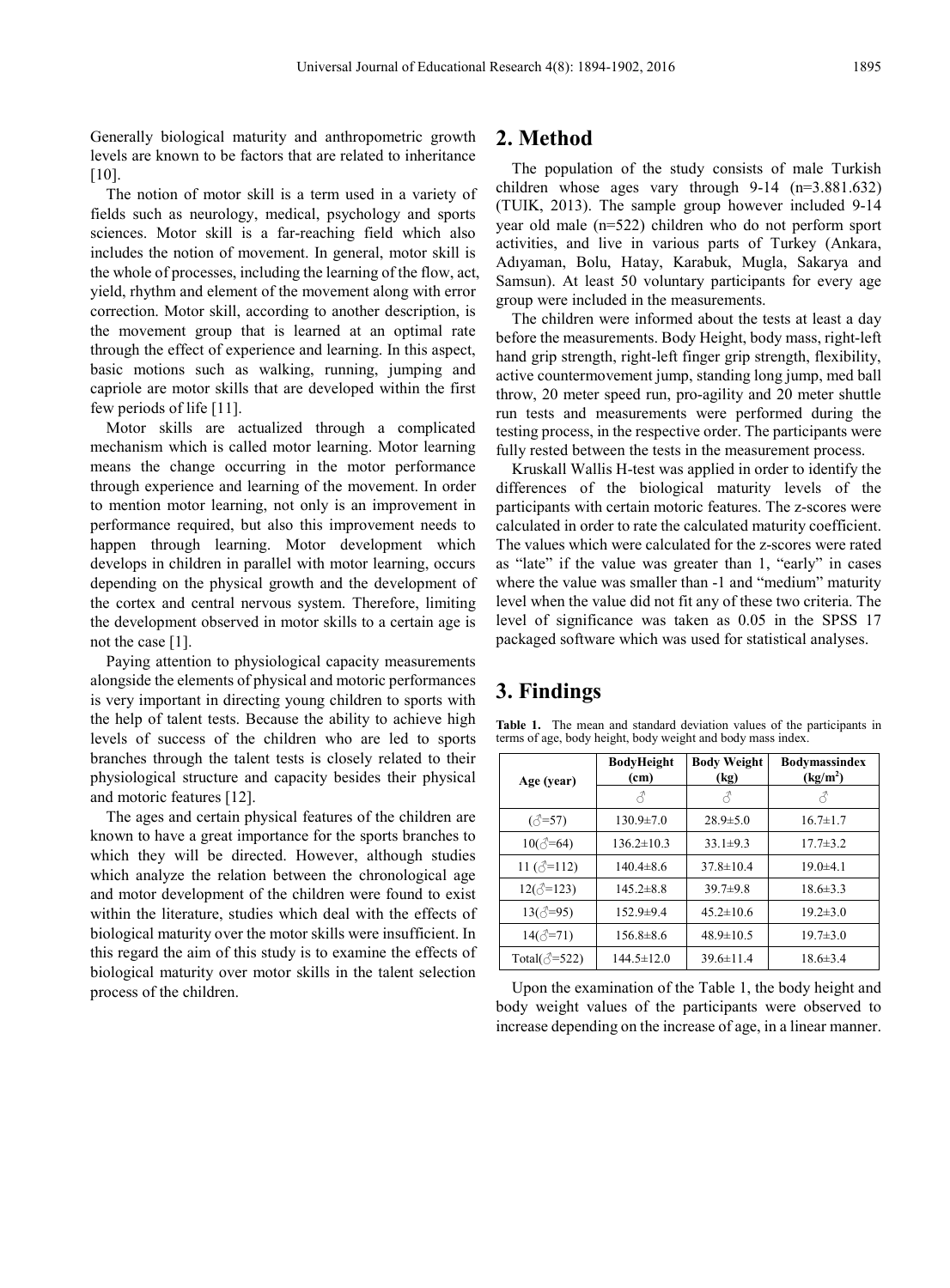Generally biological maturity and anthropometric growth levels are known to be factors that are related to inheritance [10].

The notion of motor skill is a term used in a variety of fields such as neurology, medical, psychology and sports sciences. Motor skill is a far-reaching field which also includes the notion of movement. In general, motor skill is the whole of processes, including the learning of the flow, act, yield, rhythm and element of the movement along with error correction. Motor skill, according to another description, is the movement group that is learned at an optimal rate through the effect of experience and learning. In this aspect, basic motions such as walking, running, jumping and capriole are motor skills that are developed within the first few periods of life [11].

Motor skills are actualized through a complicated mechanism which is called motor learning. Motor learning means the change occurring in the motor performance through experience and learning of the movement. In order to mention motor learning, not only is an improvement in performance required, but also this improvement needs to happen through learning. Motor development which develops in children in parallel with motor learning, occurs depending on the physical growth and the development of the cortex and central nervous system. Therefore, limiting the development observed in motor skills to a certain age is not the case [1].

Paying attention to physiological capacity measurements alongside the elements of physical and motoric performances is very important in directing young children to sports with the help of talent tests. Because the ability to achieve high levels of success of the children who are led to sports branches through the talent tests is closely related to their physiological structure and capacity besides their physical and motoric features [12].

The ages and certain physical features of the children are known to have a great importance for the sports branches to which they will be directed. However, although studies which analyze the relation between the chronological age and motor development of the children were found to exist within the literature, studies which deal with the effects of biological maturity over the motor skills were insufficient. In this regard the aim of this study is to examine the effects of biological maturity over motor skills in the talent selection process of the children.

## 2. Method

The population of the study consists of male Turkish children whose ages vary through 9-14 (n=3.881.632) (TUIK, 2013). The sample group however included 9-14 year old male (n=522) children who do not perform sport activities, and live in various parts of Turkey (Ankara, Adıyaman, Bolu, Hatay, Karabuk, Mugla, Sakarya and Samsun). At least 50 voluntary participants for every age group were included in the measurements.

The children were informed about the tests at least a day before the measurements. Body Height, body mass, right-left hand grip strength, right-left finger grip strength, flexibility, active countermovement jump, standing long jump, med ball throw, 20 meter speed run, pro-agility and 20 meter shuttle run tests and measurements were performed during the testing process, in the respective order. The participants were fully rested between the tests in the measurement process.

Kruskall Wallis H-test was applied in order to identify the differences of the biological maturity levels of the participants with certain motoric features. The z-scores were calculated in order to rate the calculated maturity coefficient. The values which were calculated for the z-scores were rated as "late" if the value was greater than 1, "early" in cases where the value was smaller than -1 and "medium" maturity level when the value did not fit any of these two criteria. The level of significance was taken as 0.05 in the SPSS 17 packaged software which was used for statistical analyses.

## 3. Findings

**Table 1.** The mean and standard deviation values of the participants in terms of age, body height, body weight and body mass index.

| Age (year) | BodyHeight (cm) | Body Weight (kg) | Bodymassindex (kg/m$^2$) |
|---|---|---|---|
| | ♂ | ♂ | ♂ |
| (♂=57) | 130.9±7.0 | 28.9±5.0 | 16.7±1.7 |
| 10(♂=64) | 136.2±10.3 | 33.1±9.3 | 17.7±3.2 |
| 11 (♂=112) | 140.4±8.6 | 37.8±10.4 | 19.0±4.1 |
| 12(♂=123) | 145.2±8.8 | 39.7±9.8 | 18.6±3.3 |
| 13(♂=95) | 152.9±9.4 | 45.2±10.6 | 19.2±3.0 |
| 14(♂=71) | 156.8±8.6 | 48.9±10.5 | 19.7±3.0 |
| Total(♂=522) | 144.5±12.0 | 39.6±11.4 | 18.6±3.4 |

Upon the examination of the Table 1, the body height and body weight values of the participants were observed to increase depending on the increase of age, in a linear manner.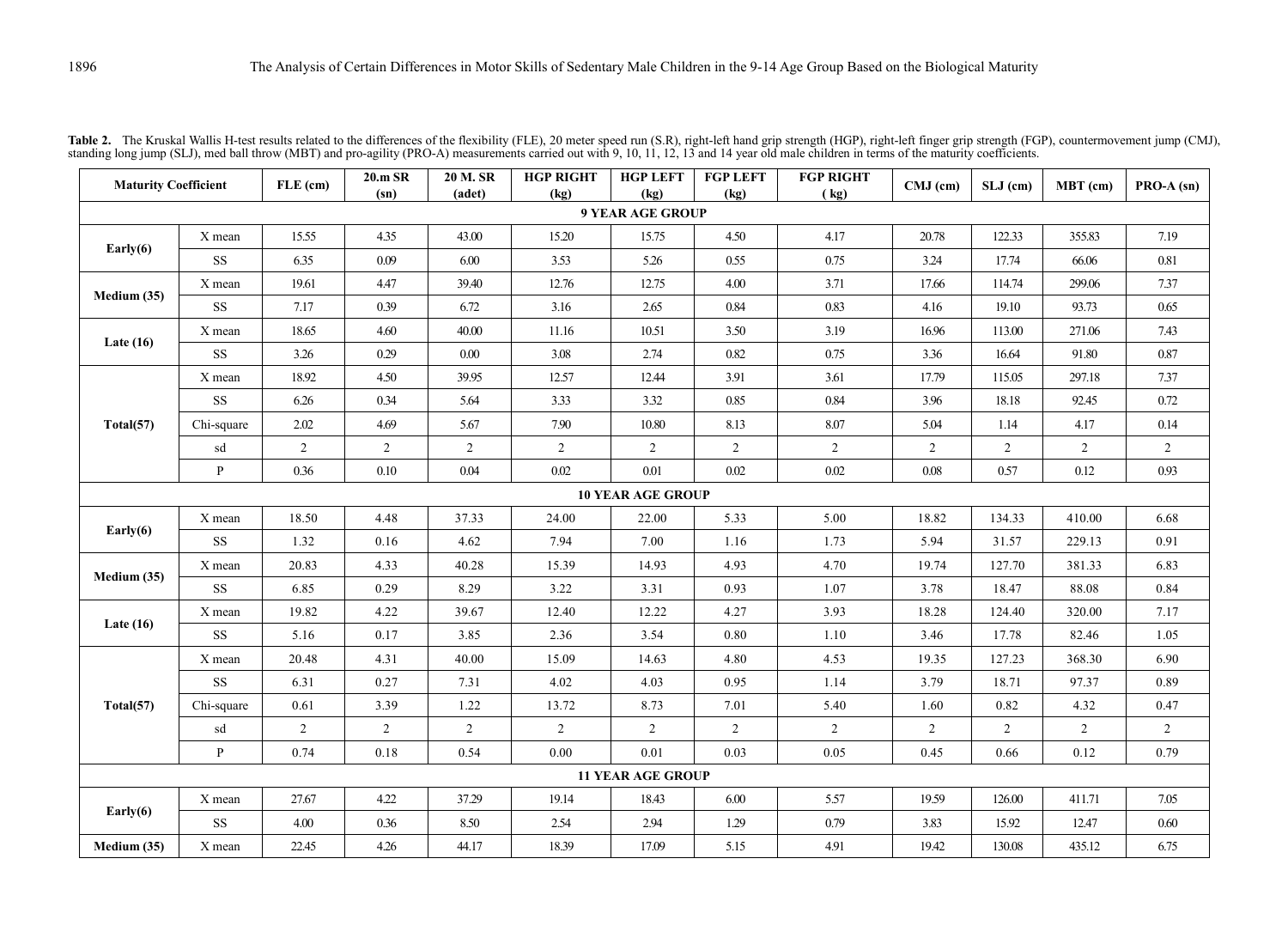**Table 2.** The Kruskal Wallis H-test results related to the differences of the flexibility (FLE), 20 meter speed run (S.R), right-left hand grip strength (HGP), right-left finger grip strength (FGP), countermovement jump (CMJ), standing long jump (SLJ), med ball throw (MBT) and pro-agility (PRO-A) measurements carried out with 9, 10, 11, 12, 13 and 14 year old male children in terms of the maturity coefficients.

| Maturity Coefficient | | FLE (cm) | 20.m SR (sn) | 20 M. SR (adet) | HGP RIGHT (kg) | HGP LEFT (kg) | FGP LEFT (kg) | FGP RIGHT ( kg) | CMJ (cm) | SLJ (cm) | MBT (cm) | PRO-A (sn) |
|---|---|---|---|---|---|---|---|---|---|---|---|---|
| **9 YEAR AGE GROUP** | | | | | | | | | | | | |
| Early(6) | X mean | 15.55 | 4.35 | 43.00 | 15.20 | 15.75 | 4.50 | 4.17 | 20.78 | 122.33 | 355.83 | 7.19 |
| | SS | 6.35 | 0.09 | 6.00 | 3.53 | 5.26 | 0.55 | 0.75 | 3.24 | 17.74 | 66.06 | 0.81 |
| Medium (35) | X mean | 19.61 | 4.47 | 39.40 | 12.76 | 12.75 | 4.00 | 3.71 | 17.66 | 114.74 | 299.06 | 7.37 |
| | SS | 7.17 | 0.39 | 6.72 | 3.16 | 2.65 | 0.84 | 0.83 | 4.16 | 19.10 | 93.73 | 0.65 |
| Late (16) | X mean | 18.65 | 4.60 | 40.00 | 11.16 | 10.51 | 3.50 | 3.19 | 16.96 | 113.00 | 271.06 | 7.43 |
| | SS | 3.26 | 0.29 | 0.00 | 3.08 | 2.74 | 0.82 | 0.75 | 3.36 | 16.64 | 91.80 | 0.87 |
| Total(57) | X mean | 18.92 | 4.50 | 39.95 | 12.57 | 12.44 | 3.91 | 3.61 | 17.79 | 115.05 | 297.18 | 7.37 |
| | SS | 6.26 | 0.34 | 5.64 | 3.33 | 3.32 | 0.85 | 0.84 | 3.96 | 18.18 | 92.45 | 0.72 |
| | Chi-square | 2.02 | 4.69 | 5.67 | 7.90 | 10.80 | 8.13 | 8.07 | 5.04 | 1.14 | 4.17 | 0.14 |
| | sd | 2 | 2 | 2 | 2 | 2 | 2 | 2 | 2 | 2 | 2 | 2 |
| | P | 0.36 | 0.10 | 0.04 | 0.02 | 0.01 | 0.02 | 0.02 | 0.08 | 0.57 | 0.12 | 0.93 |
| **10 YEAR AGE GROUP** | | | | | | | | | | | | |
| Early(6) | X mean | 18.50 | 4.48 | 37.33 | 24.00 | 22.00 | 5.33 | 5.00 | 18.82 | 134.33 | 410.00 | 6.68 |
| | SS | 1.32 | 0.16 | 4.62 | 7.94 | 7.00 | 1.16 | 1.73 | 5.94 | 31.57 | 229.13 | 0.91 |
| Medium (35) | X mean | 20.83 | 4.33 | 40.28 | 15.39 | 14.93 | 4.93 | 4.70 | 19.74 | 127.70 | 381.33 | 6.83 |
| | SS | 6.85 | 0.29 | 8.29 | 3.22 | 3.31 | 0.93 | 1.07 | 3.78 | 18.47 | 88.08 | 0.84 |
| Late (16) | X mean | 19.82 | 4.22 | 39.67 | 12.40 | 12.22 | 4.27 | 3.93 | 18.28 | 124.40 | 320.00 | 7.17 |
| | SS | 5.16 | 0.17 | 3.85 | 2.36 | 3.54 | 0.80 | 1.10 | 3.46 | 17.78 | 82.46 | 1.05 |
| Total(57) | X mean | 20.48 | 4.31 | 40.00 | 15.09 | 14.63 | 4.80 | 4.53 | 19.35 | 127.23 | 368.30 | 6.90 |
| | SS | 6.31 | 0.27 | 7.31 | 4.02 | 4.03 | 0.95 | 1.14 | 3.79 | 18.71 | 97.37 | 0.89 |
| | Chi-square | 0.61 | 3.39 | 1.22 | 13.72 | 8.73 | 7.01 | 5.40 | 1.60 | 0.82 | 4.32 | 0.47 |
| | sd | 2 | 2 | 2 | 2 | 2 | 2 | 2 | 2 | 2 | 2 | 2 |
| | P | 0.74 | 0.18 | 0.54 | 0.00 | 0.01 | 0.03 | 0.05 | 0.45 | 0.66 | 0.12 | 0.79 |
| **11 YEAR AGE GROUP** | | | | | | | | | | | | |
| Early(6) | X mean | 27.67 | 4.22 | 37.29 | 19.14 | 18.43 | 6.00 | 5.57 | 19.59 | 126.00 | 411.71 | 7.05 |
| | SS | 4.00 | 0.36 | 8.50 | 2.54 | 2.94 | 1.29 | 0.79 | 3.83 | 15.92 | 12.47 | 0.60 |
| Medium (35) | X mean | 22.45 | 4.26 | 44.17 | 18.39 | 17.09 | 5.15 | 4.91 | 19.42 | 130.08 | 435.12 | 6.75 |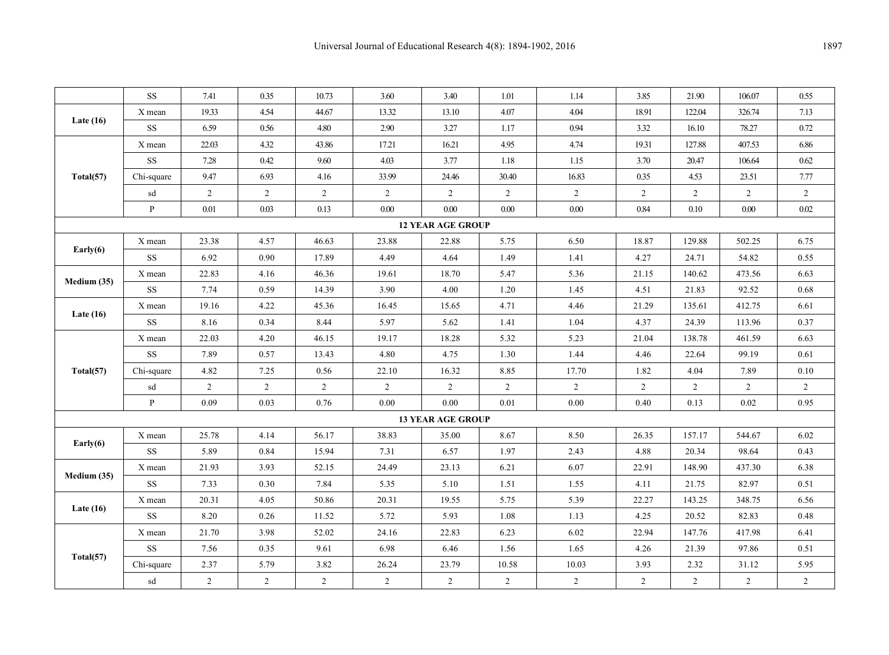| | SS | 7.41 | 0.35 | 10.73 | 3.60 | 3.40 | 1.01 | 1.14 | 3.85 | 21.90 | 106.07 | 0.55 |
|---|---|---|---|---|---|---|---|---|---|---|---|---|
| **Late (16)** | X mean | 19.33 | 4.54 | 44.67 | 13.32 | 13.10 | 4.07 | 4.04 | 18.91 | 122.04 | 326.74 | 7.13 |
| | SS | 6.59 | 0.56 | 4.80 | 2.90 | 3.27 | 1.17 | 0.94 | 3.32 | 16.10 | 78.27 | 0.72 |
| **Total(57)** | X mean | 22.03 | 4.32 | 43.86 | 17.21 | 16.21 | 4.95 | 4.74 | 19.31 | 127.88 | 407.53 | 6.86 |
| | SS | 7.28 | 0.42 | 9.60 | 4.03 | 3.77 | 1.18 | 1.15 | 3.70 | 20.47 | 106.64 | 0.62 |
| | Chi-square | 9.47 | 6.93 | 4.16 | 33.99 | 24.46 | 30.40 | 16.83 | 0.35 | 4.53 | 23.51 | 7.77 |
| | sd | 2 | 2 | 2 | 2 | 2 | 2 | 2 | 2 | 2 | 2 | 2 |
| | P | 0.01 | 0.03 | 0.13 | 0.00 | 0.00 | 0.00 | 0.00 | 0.84 | 0.10 | 0.00 | 0.02 |
| **12 YEAR AGE GROUP** | | | | | | | | | | | | |
| **Early(6)** | X mean | 23.38 | 4.57 | 46.63 | 23.88 | 22.88 | 5.75 | 6.50 | 18.87 | 129.88 | 502.25 | 6.75 |
| | SS | 6.92 | 0.90 | 17.89 | 4.49 | 4.64 | 1.49 | 1.41 | 4.27 | 24.71 | 54.82 | 0.55 |
| **Medium (35)** | X mean | 22.83 | 4.16 | 46.36 | 19.61 | 18.70 | 5.47 | 5.36 | 21.15 | 140.62 | 473.56 | 6.63 |
| | SS | 7.74 | 0.59 | 14.39 | 3.90 | 4.00 | 1.20 | 1.45 | 4.51 | 21.83 | 92.52 | 0.68 |
| **Late (16)** | X mean | 19.16 | 4.22 | 45.36 | 16.45 | 15.65 | 4.71 | 4.46 | 21.29 | 135.61 | 412.75 | 6.61 |
| | SS | 8.16 | 0.34 | 8.44 | 5.97 | 5.62 | 1.41 | 1.04 | 4.37 | 24.39 | 113.96 | 0.37 |
| **Total(57)** | X mean | 22.03 | 4.20 | 46.15 | 19.17 | 18.28 | 5.32 | 5.23 | 21.04 | 138.78 | 461.59 | 6.63 |
| | SS | 7.89 | 0.57 | 13.43 | 4.80 | 4.75 | 1.30 | 1.44 | 4.46 | 22.64 | 99.19 | 0.61 |
| | Chi-square | 4.82 | 7.25 | 0.56 | 22.10 | 16.32 | 8.85 | 17.70 | 1.82 | 4.04 | 7.89 | 0.10 |
| | sd | 2 | 2 | 2 | 2 | 2 | 2 | 2 | 2 | 2 | 2 | 2 |
| | P | 0.09 | 0.03 | 0.76 | 0.00 | 0.00 | 0.01 | 0.00 | 0.40 | 0.13 | 0.02 | 0.95 |
| **13 YEAR AGE GROUP** | | | | | | | | | | | | |
| **Early(6)** | X mean | 25.78 | 4.14 | 56.17 | 38.83 | 35.00 | 8.67 | 8.50 | 26.35 | 157.17 | 544.67 | 6.02 |
| | SS | 5.89 | 0.84 | 15.94 | 7.31 | 6.57 | 1.97 | 2.43 | 4.88 | 20.34 | 98.64 | 0.43 |
| **Medium (35)** | X mean | 21.93 | 3.93 | 52.15 | 24.49 | 23.13 | 6.21 | 6.07 | 22.91 | 148.90 | 437.30 | 6.38 |
| | SS | 7.33 | 0.30 | 7.84 | 5.35 | 5.10 | 1.51 | 1.55 | 4.11 | 21.75 | 82.97 | 0.51 |
| **Late (16)** | X mean | 20.31 | 4.05 | 50.86 | 20.31 | 19.55 | 5.75 | 5.39 | 22.27 | 143.25 | 348.75 | 6.56 |
| | SS | 8.20 | 0.26 | 11.52 | 5.72 | 5.93 | 1.08 | 1.13 | 4.25 | 20.52 | 82.83 | 0.48 |
| **Total(57)** | X mean | 21.70 | 3.98 | 52.02 | 24.16 | 22.83 | 6.23 | 6.02 | 22.94 | 147.76 | 417.98 | 6.41 |
| | SS | 7.56 | 0.35 | 9.61 | 6.98 | 6.46 | 1.56 | 1.65 | 4.26 | 21.39 | 97.86 | 0.51 |
| | Chi-square | 2.37 | 5.79 | 3.82 | 26.24 | 23.79 | 10.58 | 10.03 | 3.93 | 2.32 | 31.12 | 5.95 |
| | sd | 2 | 2 | 2 | 2 | 2 | 2 | 2 | 2 | 2 | 2 | 2 |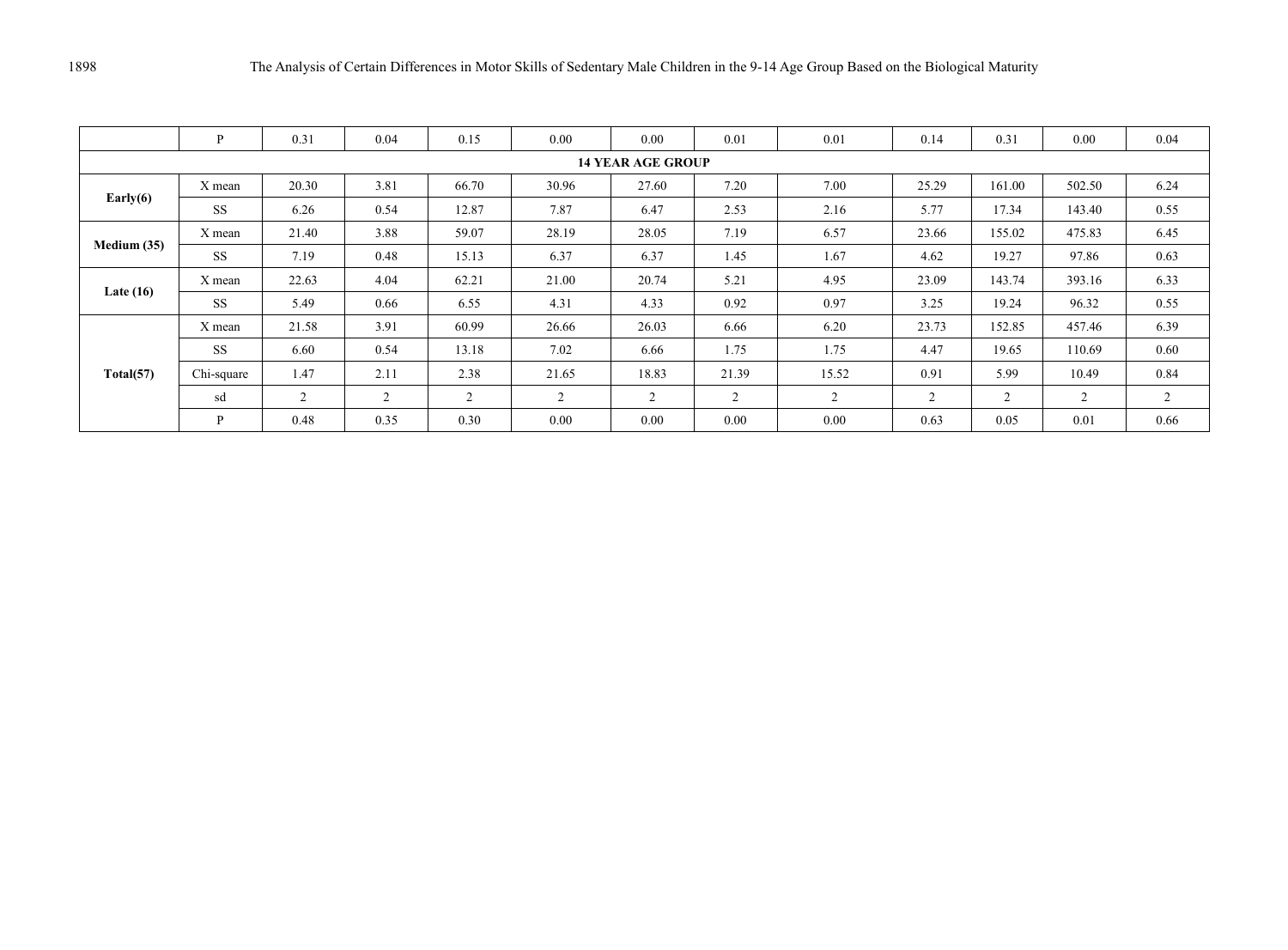| | P | 0.31 | 0.04 | 0.15 | 0.00 | 0.00 | 0.01 | 0.01 | 0.14 | 0.31 | 0.00 | 0.04 |
|---|---|---|---|---|---|---|---|---|---|---|---|---|
| **14 YEAR AGE GROUP** | | | | | | | | | | | | |
| **Early(6)** | X mean | 20.30 | 3.81 | 66.70 | 30.96 | 27.60 | 7.20 | 7.00 | 25.29 | 161.00 | 502.50 | 6.24 |
| | SS | 6.26 | 0.54 | 12.87 | 7.87 | 6.47 | 2.53 | 2.16 | 5.77 | 17.34 | 143.40 | 0.55 |
| **Medium (35)** | X mean | 21.40 | 3.88 | 59.07 | 28.19 | 28.05 | 7.19 | 6.57 | 23.66 | 155.02 | 475.83 | 6.45 |
| | SS | 7.19 | 0.48 | 15.13 | 6.37 | 6.37 | 1.45 | 1.67 | 4.62 | 19.27 | 97.86 | 0.63 |
| **Late (16)** | X mean | 22.63 | 4.04 | 62.21 | 21.00 | 20.74 | 5.21 | 4.95 | 23.09 | 143.74 | 393.16 | 6.33 |
| | SS | 5.49 | 0.66 | 6.55 | 4.31 | 4.33 | 0.92 | 0.97 | 3.25 | 19.24 | 96.32 | 0.55 |
| **Total(57)** | X mean | 21.58 | 3.91 | 60.99 | 26.66 | 26.03 | 6.66 | 6.20 | 23.73 | 152.85 | 457.46 | 6.39 |
| | SS | 6.60 | 0.54 | 13.18 | 7.02 | 6.66 | 1.75 | 1.75 | 4.47 | 19.65 | 110.69 | 0.60 |
| | Chi-square | 1.47 | 2.11 | 2.38 | 21.65 | 18.83 | 21.39 | 15.52 | 0.91 | 5.99 | 10.49 | 0.84 |
| | sd | 2 | 2 | 2 | 2 | 2 | 2 | 2 | 2 | 2 | 2 | 2 |
| | P | 0.48 | 0.35 | 0.30 | 0.00 | 0.00 | 0.00 | 0.00 | 0.63 | 0.05 | 0.01 | 0.66 |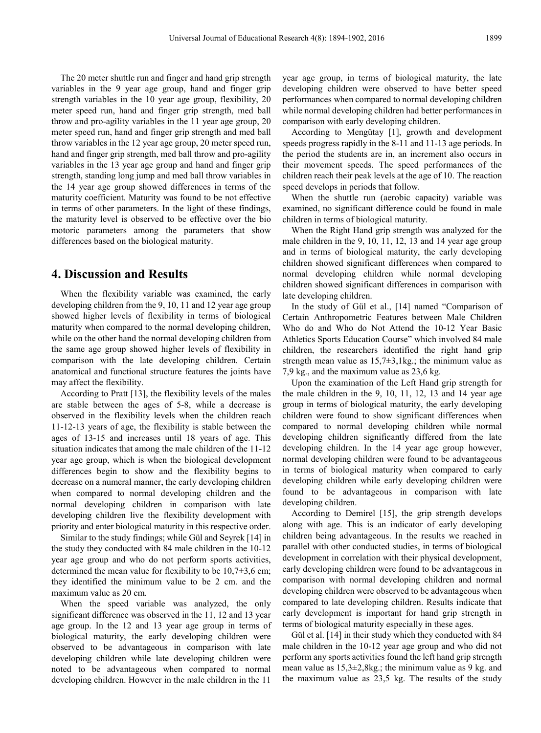The 20 meter shuttle run and finger and hand grip strength variables in the 9 year age group, hand and finger grip strength variables in the 10 year age group, flexibility, 20 meter speed run, hand and finger grip strength, med ball throw and pro-agility variables in the 11 year age group, 20 meter speed run, hand and finger grip strength and med ball throw variables in the 12 year age group, 20 meter speed run, hand and finger grip strength, med ball throw and pro-agility variables in the 13 year age group and hand and finger grip strength, standing long jump and med ball throw variables in the 14 year age group showed differences in terms of the maturity coefficient. Maturity was found to be not effective in terms of other parameters. In the light of these findings, the maturity level is observed to be effective over the bio motoric parameters among the parameters that show differences based on the biological maturity.

## 4. Discussion and Results

When the flexibility variable was examined, the early developing children from the 9, 10, 11 and 12 year age group showed higher levels of flexibility in terms of biological maturity when compared to the normal developing children, while on the other hand the normal developing children from the same age group showed higher levels of flexibility in comparison with the late developing children. Certain anatomical and functional structure features the joints have may affect the flexibility.

According to Pratt [13], the flexibility levels of the males are stable between the ages of 5-8, while a decrease is observed in the flexibility levels when the children reach 11-12-13 years of age, the flexibility is stable between the ages of 13-15 and increases until 18 years of age. This situation indicates that among the male children of the 11-12 year age group, which is when the biological development differences begin to show and the flexibility begins to decrease on a numeral manner, the early developing children when compared to normal developing children and the normal developing children in comparison with late developing children live the flexibility development with priority and enter biological maturity in this respective order.

Similar to the study findings; while Gül and Seyrek [14] in the study they conducted with 84 male children in the 10-12 year age group and who do not perform sports activities, determined the mean value for flexibility to be 10,7±3,6 cm; they identified the minimum value to be 2 cm. and the maximum value as 20 cm.

When the speed variable was analyzed, the only significant difference was observed in the 11, 12 and 13 year age group. In the 12 and 13 year age group in terms of biological maturity, the early developing children were observed to be advantageous in comparison with late developing children while late developing children were noted to be advantageous when compared to normal developing children. However in the male children in the 11 year age group, in terms of biological maturity, the late developing children were observed to have better speed performances when compared to normal developing children while normal developing children had better performances in comparison with early developing children.

According to Mengütay [1], growth and development speeds progress rapidly in the 8-11 and 11-13 age periods. In the period the students are in, an increment also occurs in their movement speeds. The speed performances of the children reach their peak levels at the age of 10. The reaction speed develops in periods that follow.

When the shuttle run (aerobic capacity) variable was examined, no significant difference could be found in male children in terms of biological maturity.

When the Right Hand grip strength was analyzed for the male children in the 9, 10, 11, 12, 13 and 14 year age group and in terms of biological maturity, the early developing children showed significant differences when compared to normal developing children while normal developing children showed significant differences in comparison with late developing children.

In the study of Gül et al., [14] named "Comparison of Certain Anthropometric Features between Male Children Who do and Who do Not Attend the 10-12 Year Basic Athletics Sports Education Course" which involved 84 male children, the researchers identified the right hand grip strength mean value as 15,7±3,1kg.; the minimum value as 7,9 kg., and the maximum value as 23,6 kg.

Upon the examination of the Left Hand grip strength for the male children in the 9, 10, 11, 12, 13 and 14 year age group in terms of biological maturity, the early developing children were found to show significant differences when compared to normal developing children while normal developing children significantly differed from the late developing children. In the 14 year age group however, normal developing children were found to be advantageous in terms of biological maturity when compared to early developing children while early developing children were found to be advantageous in comparison with late developing children.

According to Demirel [15], the grip strength develops along with age. This is an indicator of early developing children being advantageous. In the results we reached in parallel with other conducted studies, in terms of biological development in correlation with their physical development, early developing children were found to be advantageous in comparison with normal developing children and normal developing children were observed to be advantageous when compared to late developing children. Results indicate that early development is important for hand grip strength in terms of biological maturity especially in these ages.

Gül et al. [14] in their study which they conducted with 84 male children in the 10-12 year age group and who did not perform any sports activities found the left hand grip strength mean value as 15,3±2,8kg.; the minimum value as 9 kg. and the maximum value as 23,5 kg. The results of the study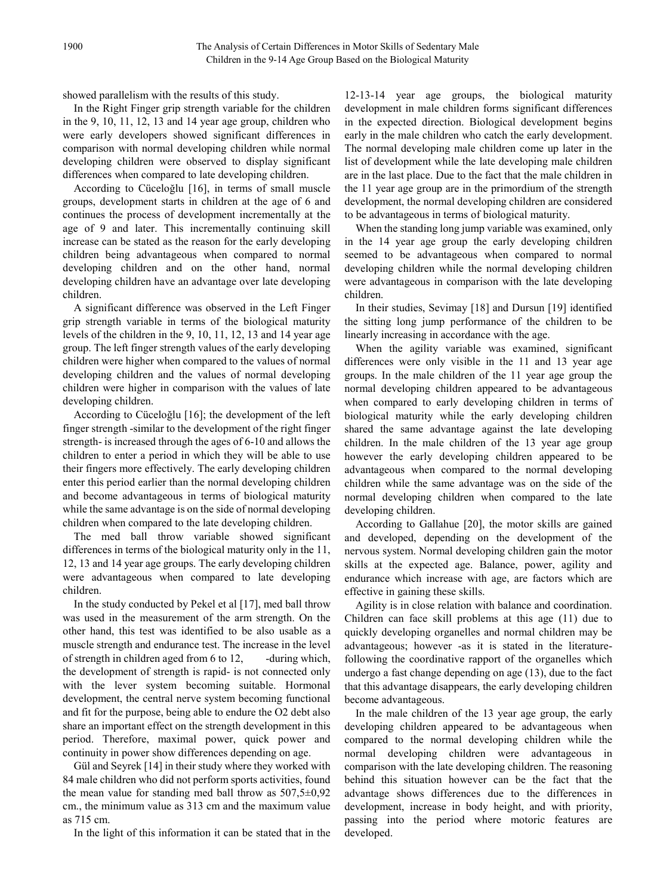showed parallelism with the results of this study.

In the Right Finger grip strength variable for the children in the 9, 10, 11, 12, 13 and 14 year age group, children who were early developers showed significant differences in comparison with normal developing children while normal developing children were observed to display significant differences when compared to late developing children.

According to Cüceloğlu [16], in terms of small muscle groups, development starts in children at the age of 6 and continues the process of development incrementally at the age of 9 and later. This incrementally continuing skill increase can be stated as the reason for the early developing children being advantageous when compared to normal developing children and on the other hand, normal developing children have an advantage over late developing children.

A significant difference was observed in the Left Finger grip strength variable in terms of the biological maturity levels of the children in the 9, 10, 11, 12, 13 and 14 year age group. The left finger strength values of the early developing children were higher when compared to the values of normal developing children and the values of normal developing children were higher in comparison with the values of late developing children.

According to Cüceloğlu [16]; the development of the left finger strength -similar to the development of the right finger strength- is increased through the ages of 6-10 and allows the children to enter a period in which they will be able to use their fingers more effectively. The early developing children enter this period earlier than the normal developing children and become advantageous in terms of biological maturity while the same advantage is on the side of normal developing children when compared to the late developing children.

The med ball throw variable showed significant differences in terms of the biological maturity only in the 11, 12, 13 and 14 year age groups. The early developing children were advantageous when compared to late developing children.

In the study conducted by Pekel et al [17], med ball throw was used in the measurement of the arm strength. On the other hand, this test was identified to be also usable as a muscle strength and endurance test. The increase in the level of strength in children aged from 6 to 12, -during which, the development of strength is rapid- is not connected only with the lever system becoming suitable. Hormonal development, the central nerve system becoming functional and fit for the purpose, being able to endure the O2 debt also share an important effect on the strength development in this period. Therefore, maximal power, quick power and continuity in power show differences depending on age.

Gül and Seyrek [14] in their study where they worked with 84 male children who did not perform sports activities, found the mean value for standing med ball throw as 507,5±0,92 cm., the minimum value as 313 cm and the maximum value as 715 cm.

In the light of this information it can be stated that in the 12-13-14 year age groups, the biological maturity development in male children forms significant differences in the expected direction. Biological development begins early in the male children who catch the early development. The normal developing male children come up later in the list of development while the late developing male children are in the last place. Due to the fact that the male children in the 11 year age group are in the primordium of the strength development, the normal developing children are considered to be advantageous in terms of biological maturity.

When the standing long jump variable was examined, only in the 14 year age group the early developing children seemed to be advantageous when compared to normal developing children while the normal developing children were advantageous in comparison with the late developing children.

In their studies, Sevimay [18] and Dursun [19] identified the sitting long jump performance of the children to be linearly increasing in accordance with the age.

When the agility variable was examined, significant differences were only visible in the 11 and 13 year age groups. In the male children of the 11 year age group the normal developing children appeared to be advantageous when compared to early developing children in terms of biological maturity while the early developing children shared the same advantage against the late developing children. In the male children of the 13 year age group however the early developing children appeared to be advantageous when compared to the normal developing children while the same advantage was on the side of the normal developing children when compared to the late developing children.

According to Gallahue [20], the motor skills are gained and developed, depending on the development of the nervous system. Normal developing children gain the motor skills at the expected age. Balance, power, agility and endurance which increase with age, are factors which are effective in gaining these skills.

Agility is in close relation with balance and coordination. Children can face skill problems at this age (11) due to quickly developing organelles and normal children may be advantageous; however -as it is stated in the literature-following the coordinative rapport of the organelles which undergo a fast change depending on age (13), due to the fact that this advantage disappears, the early developing children become advantageous.

In the male children of the 13 year age group, the early developing children appeared to be advantageous when compared to the normal developing children while the normal developing children were advantageous in comparison with the late developing children. The reasoning behind this situation however can be the fact that the advantage shows differences due to the differences in development, increase in body height, and with priority, passing into the period where motoric features are developed.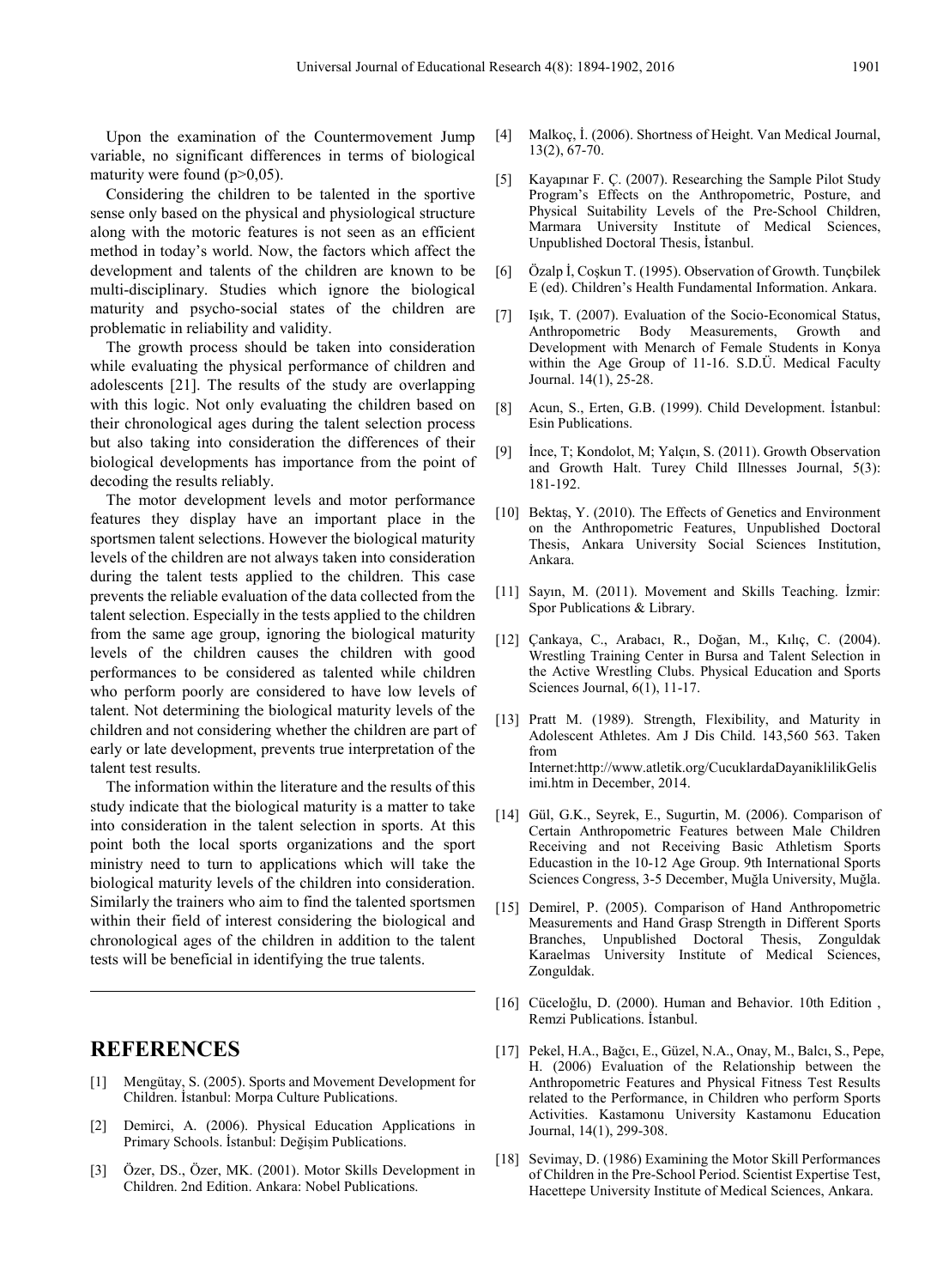Upon the examination of the Countermovement Jump variable, no significant differences in terms of biological maturity were found (p>0,05).

Considering the children to be talented in the sportive sense only based on the physical and physiological structure along with the motoric features is not seen as an efficient method in today's world. Now, the factors which affect the development and talents of the children are known to be multi-disciplinary. Studies which ignore the biological maturity and psycho-social states of the children are problematic in reliability and validity.

The growth process should be taken into consideration while evaluating the physical performance of children and adolescents [21]. The results of the study are overlapping with this logic. Not only evaluating the children based on their chronological ages during the talent selection process but also taking into consideration the differences of their biological developments has importance from the point of decoding the results reliably.

The motor development levels and motor performance features they display have an important place in the sportsmen talent selections. However the biological maturity levels of the children are not always taken into consideration during the talent tests applied to the children. This case prevents the reliable evaluation of the data collected from the talent selection. Especially in the tests applied to the children from the same age group, ignoring the biological maturity levels of the children causes the children with good performances to be considered as talented while children who perform poorly are considered to have low levels of talent. Not determining the biological maturity levels of the children and not considering whether the children are part of early or late development, prevents true interpretation of the talent test results.

The information within the literature and the results of this study indicate that the biological maturity is a matter to take into consideration in the talent selection in sports. At this point both the local sports organizations and the sport ministry need to turn to applications which will take the biological maturity levels of the children into consideration. Similarly the trainers who aim to find the talented sportsmen within their field of interest considering the biological and chronological ages of the children in addition to the talent tests will be beneficial in identifying the true talents.

# REFERENCES

[1] Mengütay, S. (2005). Sports and Movement Development for Children. İstanbul: Morpa Culture Publications.

[2] Demirci, A. (2006). Physical Education Applications in Primary Schools. İstanbul: Değişim Publications.

[3] Özer, DS., Özer, MK. (2001). Motor Skills Development in Children. 2nd Edition. Ankara: Nobel Publications.

[4] Malkoç, İ. (2006). Shortness of Height. Van Medical Journal, 13(2), 67-70.

[5] Kayapınar F. Ç. (2007). Researching the Sample Pilot Study Program's Effects on the Anthropometric, Posture, and Physical Suitability Levels of the Pre-School Children, Marmara University Institute of Medical Sciences, Unpublished Doctoral Thesis, İstanbul.

[6] Özalp İ, Coşkun T. (1995). Observation of Growth. Tunçbilek E (ed). Children's Health Fundamental Information. Ankara.

[7] Işık, T. (2007). Evaluation of the Socio-Economical Status, Anthropometric Body Measurements, Growth and Development with Menarch of Female Students in Konya within the Age Group of 11-16. S.D.Ü. Medical Faculty Journal. 14(1), 25-28.

[8] Acun, S., Erten, G.B. (1999). Child Development. İstanbul: Esin Publications.

[9] İnce, T; Kondolot, M; Yalçın, S. (2011). Growth Observation and Growth Halt. Turey Child Illnesses Journal, 5(3): 181-192.

[10] Bektaş, Y. (2010). The Effects of Genetics and Environment on the Anthropometric Features, Unpublished Doctoral Thesis, Ankara University Social Sciences Institution, Ankara.

[11] Sayın, M. (2011). Movement and Skills Teaching. İzmir: Spor Publications & Library.

[12] Çankaya, C., Arabacı, R., Doğan, M., Kılıç, C. (2004). Wrestling Training Center in Bursa and Talent Selection in the Active Wrestling Clubs. Physical Education and Sports Sciences Journal, 6(1), 11-17.

[13] Pratt M. (1989). Strength, Flexibility, and Maturity in Adolescent Athletes. Am J Dis Child. 143,560 563. Taken from Internet:http://www.atletik.org/CucuklardaDayaniklilikGelisimi.htm in December, 2014.

[14] Gül, G.K., Seyrek, E., Sugurtin, M. (2006). Comparison of Certain Anthropometric Features between Male Children Receiving and not Receiving Basic Athletism Sports Educastion in the 10-12 Age Group. 9th International Sports Sciences Congress, 3-5 December, Muğla University, Muğla.

[15] Demirel, P. (2005). Comparison of Hand Anthropometric Measurements and Hand Grasp Strength in Different Sports Branches, Unpublished Doctoral Thesis, Zonguldak Karaelmas University Institute of Medical Sciences, Zonguldak.

[16] Cüceloğlu, D. (2000). Human and Behavior. 10th Edition , Remzi Publications. İstanbul.

[17] Pekel, H.A., Bağcı, E., Güzel, N.A., Onay, M., Balcı, S., Pepe, H. (2006) Evaluation of the Relationship between the Anthropometric Features and Physical Fitness Test Results related to the Performance, in Children who perform Sports Activities. Kastamonu University Kastamonu Education Journal, 14(1), 299-308.

[18] Sevimay, D. (1986) Examining the Motor Skill Performances of Children in the Pre-School Period. Scientist Expertise Test, Hacettepe University Institute of Medical Sciences, Ankara.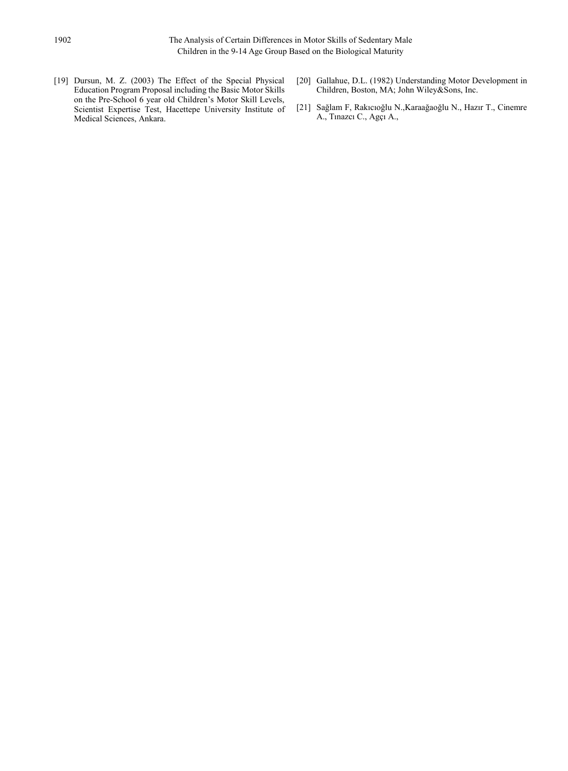[19] Dursun, M. Z. (2003) The Effect of the Special Physical Education Program Proposal including the Basic Motor Skills on the Pre-School 6 year old Children's Motor Skill Levels, Scientist Expertise Test, Hacettepe University Institute of Medical Sciences, Ankara.

[20] Gallahue, D.L. (1982) Understanding Motor Development in Children, Boston, MA; John Wiley&Sons, Inc.

[21] Sağlam F, Rakıcıoğlu N.,Karaağaoğlu N., Hazır T., Cinemre A., Tınazcı C., Agçı A.,